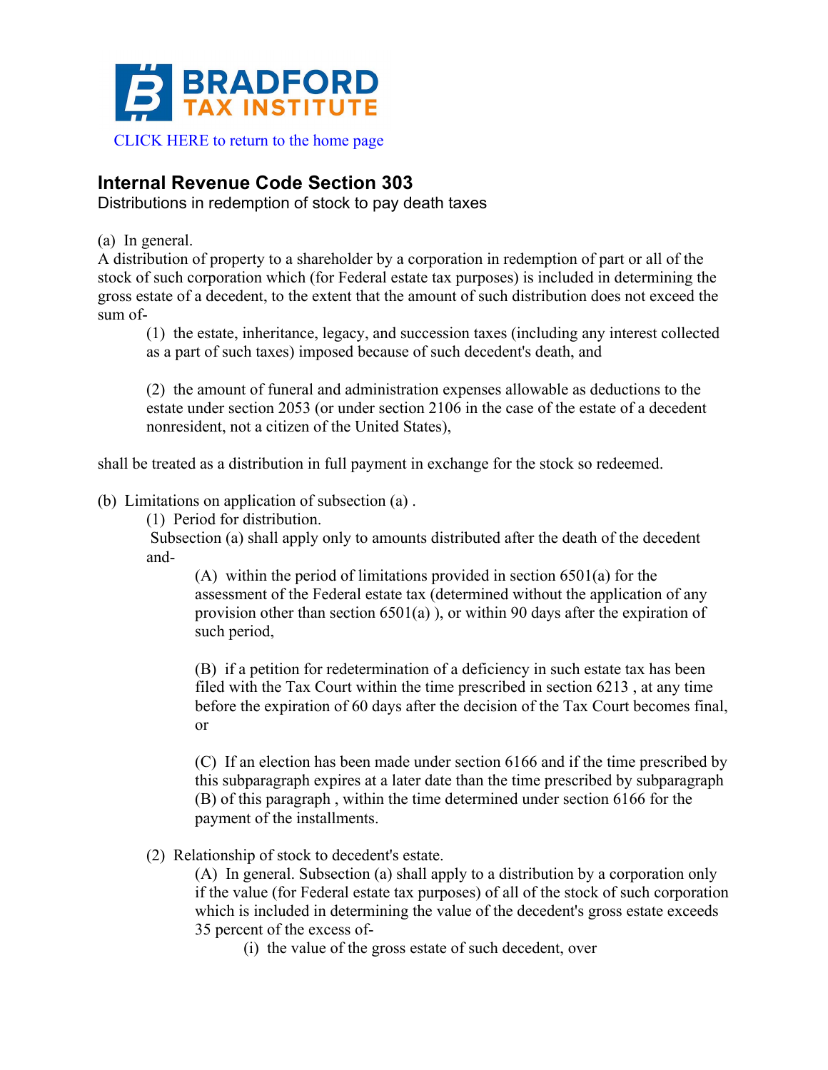BRADFORD TAX INSTITUTE

CLICK HERE to return to the home page

## Internal Revenue Code Section 303

Distributions in redemption of stock to pay death taxes

(a) In general.

A distribution of property to a shareholder by a corporation in redemption of part or all of the stock of such corporation which (for Federal estate tax purposes) is included in determining the gross estate of a decedent, to the extent that the amount of such distribution does not exceed the sum of-

> (1) the estate, inheritance, legacy, and succession taxes (including any interest collected as a part of such taxes) imposed because of such decedent's death, and
>
> (2) the amount of funeral and administration expenses allowable as deductions to the estate under section 2053 (or under section 2106 in the case of the estate of a decedent nonresident, not a citizen of the United States),

shall be treated as a distribution in full payment in exchange for the stock so redeemed.

(b) Limitations on application of subsection (a) .

> (1) Period for distribution.
>
> Subsection (a) shall apply only to amounts distributed after the death of the decedent and-
>
> > (A) within the period of limitations provided in section 6501(a) for the assessment of the Federal estate tax (determined without the application of any provision other than section 6501(a) ), or within 90 days after the expiration of such period,
> >
> > (B) if a petition for redetermination of a deficiency in such estate tax has been filed with the Tax Court within the time prescribed in section 6213 , at any time before the expiration of 60 days after the decision of the Tax Court becomes final, or
> >
> > (C) If an election has been made under section 6166 and if the time prescribed by this subparagraph expires at a later date than the time prescribed by subparagraph (B) of this paragraph , within the time determined under section 6166 for the payment of the installments.
>
> (2) Relationship of stock to decedent's estate.
>
> > (A) In general. Subsection (a) shall apply to a distribution by a corporation only if the value (for Federal estate tax purposes) of all of the stock of such corporation which is included in determining the value of the decedent's gross estate exceeds 35 percent of the excess of-
> >
> > > (i) the value of the gross estate of such decedent, over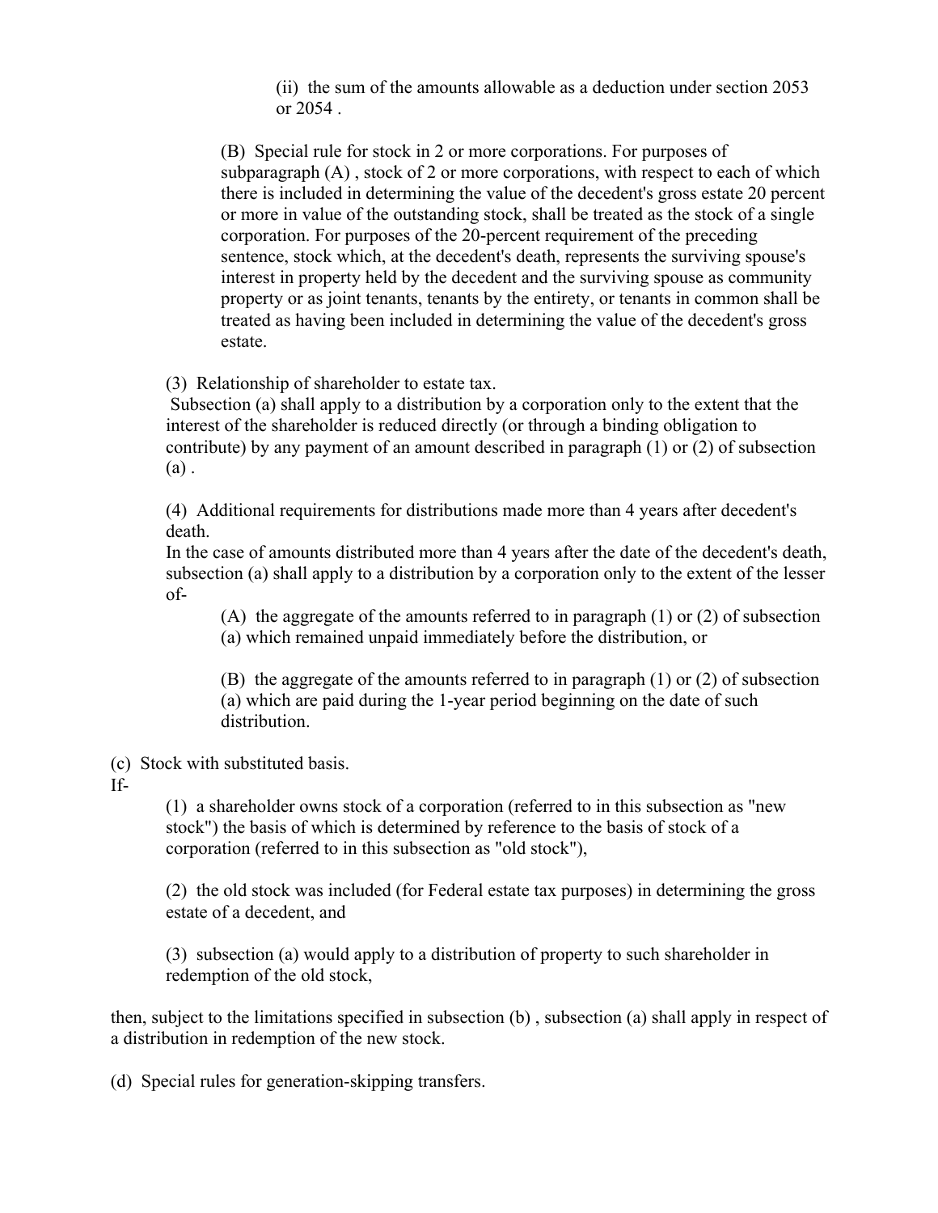(ii) the sum of the amounts allowable as a deduction under section 2053 or 2054 .

(B) Special rule for stock in 2 or more corporations. For purposes of subparagraph (A) , stock of 2 or more corporations, with respect to each of which there is included in determining the value of the decedent's gross estate 20 percent or more in value of the outstanding stock, shall be treated as the stock of a single corporation. For purposes of the 20-percent requirement of the preceding sentence, stock which, at the decedent's death, represents the surviving spouse's interest in property held by the decedent and the surviving spouse as community property or as joint tenants, tenants by the entirety, or tenants in common shall be treated as having been included in determining the value of the decedent's gross estate.

(3) Relationship of shareholder to estate tax.
Subsection (a) shall apply to a distribution by a corporation only to the extent that the interest of the shareholder is reduced directly (or through a binding obligation to contribute) by any payment of an amount described in paragraph (1) or (2) of subsection (a) .

(4) Additional requirements for distributions made more than 4 years after decedent's death.
In the case of amounts distributed more than 4 years after the date of the decedent's death, subsection (a) shall apply to a distribution by a corporation only to the extent of the lesser of-

(A) the aggregate of the amounts referred to in paragraph (1) or (2) of subsection (a) which remained unpaid immediately before the distribution, or

(B) the aggregate of the amounts referred to in paragraph (1) or (2) of subsection (a) which are paid during the 1-year period beginning on the date of such distribution.

(c) Stock with substituted basis.
If-

(1) a shareholder owns stock of a corporation (referred to in this subsection as "new stock") the basis of which is determined by reference to the basis of stock of a corporation (referred to in this subsection as "old stock"),

(2) the old stock was included (for Federal estate tax purposes) in determining the gross estate of a decedent, and

(3) subsection (a) would apply to a distribution of property to such shareholder in redemption of the old stock,

then, subject to the limitations specified in subsection (b) , subsection (a) shall apply in respect of a distribution in redemption of the new stock.

(d) Special rules for generation-skipping transfers.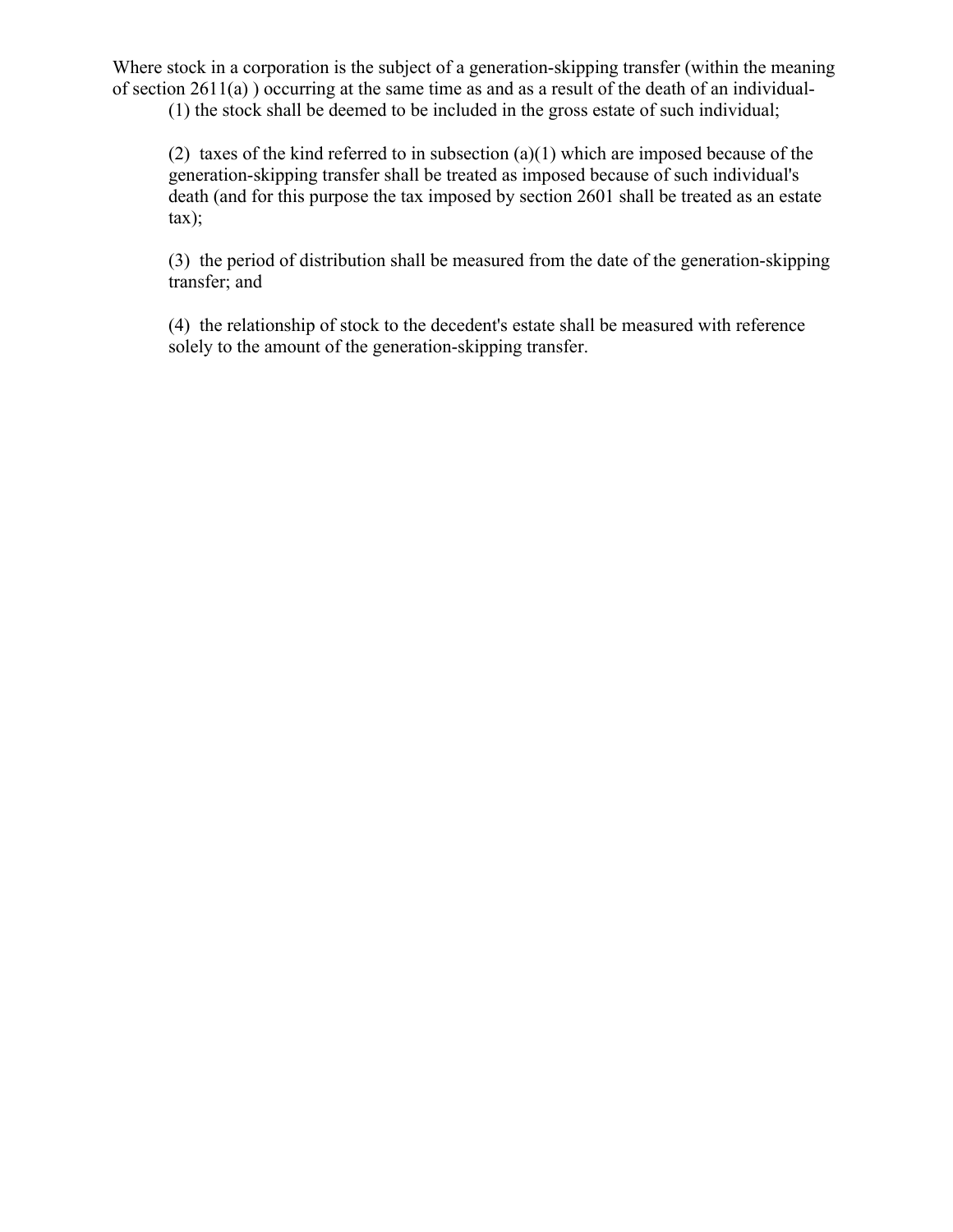Where stock in a corporation is the subject of a generation-skipping transfer (within the meaning of section 2611(a) ) occurring at the same time as and as a result of the death of an individual-

(1) the stock shall be deemed to be included in the gross estate of such individual;

(2) taxes of the kind referred to in subsection (a)(1) which are imposed because of the generation-skipping transfer shall be treated as imposed because of such individual's death (and for this purpose the tax imposed by section 2601 shall be treated as an estate tax);

(3) the period of distribution shall be measured from the date of the generation-skipping transfer; and

(4) the relationship of stock to the decedent's estate shall be measured with reference solely to the amount of the generation-skipping transfer.